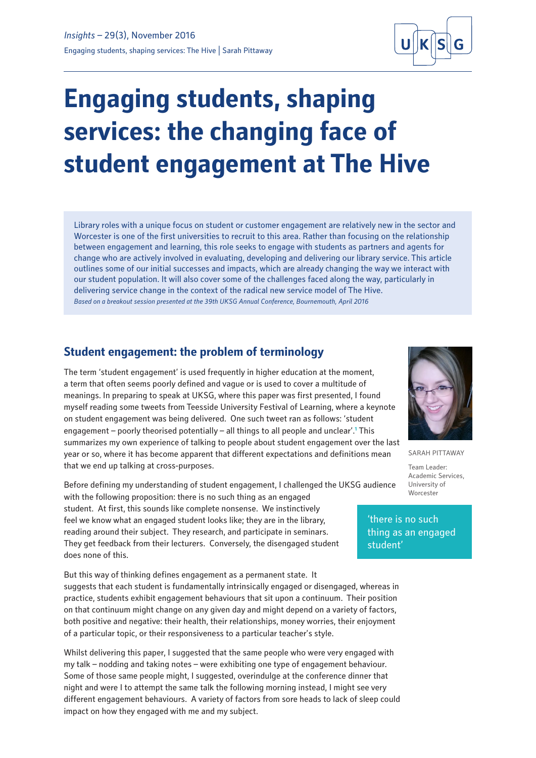# Engaging students, shaping services: the changing face of student engagement at The Hive

Library roles with a unique focus on student or customer engagement are relatively new in the sector and Worcester is one of the first universities to recruit to this area. Rather than focusing on the relationship between engagement and learning, this role seeks to engage with students as partners and agents for change who are actively involved in evaluating, developing and delivering our library service. This article outlines some of our initial successes and impacts, which are already changing the way we interact with our student population. It will also cover some of the challenges faced along the way, particularly in delivering service change in the context of the radical new service model of The Hive.

*Based on a breakout session presented at the 39th UKSG Annual Conference, Bournemouth, April 2016*

SARAH PITTAWAY

Team Leader: Academic Services, University of Worcester

## Student engagement: the problem of terminology

The term 'student engagement' is used frequently in higher education at the moment, a term that often seems poorly defined and vague or is used to cover a multitude of meanings. In preparing to speak at UKSG, where this paper was first presented, I found myself reading some tweets from Teesside University Festival of Learning, where a keynote on student engagement was being delivered. One such tweet ran as follows: 'student engagement – poorly theorised potentially – all things to all people and unclear'.[1] This summarizes my own experience of talking to people about student engagement over the last year or so, where it has become apparent that different expectations and definitions mean that we end up talking at cross-purposes.

Before defining my understanding of student engagement, I challenged the UKSG audience with the following proposition: there is no such thing as an engaged student. At first, this sounds like complete nonsense. We instinctively feel we know what an engaged student looks like; they are in the library, reading around their subject. They research, and participate in seminars. They get feedback from their lecturers. Conversely, the disengaged student does none of this.

> 'there is no such thing as an engaged student'

But this way of thinking defines engagement as a permanent state. It suggests that each student is fundamentally intrinsically engaged or disengaged, whereas in practice, students exhibit engagement behaviours that sit upon a continuum. Their position on that continuum might change on any given day and might depend on a variety of factors, both positive and negative: their health, their relationships, money worries, their enjoyment of a particular topic, or their responsiveness to a particular teacher's style.

Whilst delivering this paper, I suggested that the same people who were very engaged with my talk – nodding and taking notes – were exhibiting one type of engagement behaviour. Some of those same people might, I suggested, overindulge at the conference dinner that night and were I to attempt the same talk the following morning instead, I might see very different engagement behaviours. A variety of factors from sore heads to lack of sleep could impact on how they engaged with me and my subject.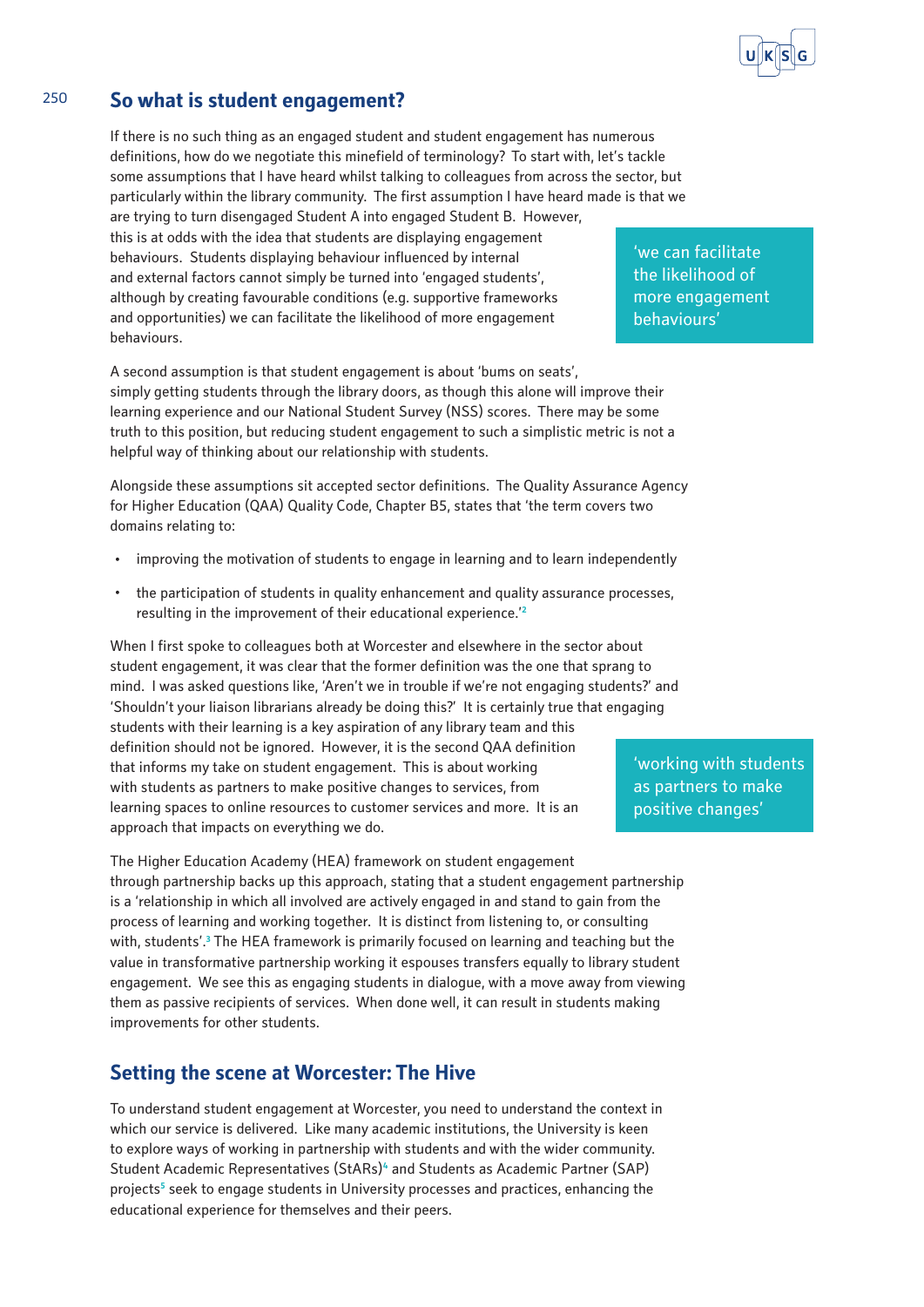## So what is student engagement?

If there is no such thing as an engaged student and student engagement has numerous definitions, how do we negotiate this minefield of terminology? To start with, let's tackle some assumptions that I have heard whilst talking to colleagues from across the sector, but particularly within the library community. The first assumption I have heard made is that we are trying to turn disengaged Student A into engaged Student B. However, this is at odds with the idea that students are displaying engagement behaviours. Students displaying behaviour influenced by internal and external factors cannot simply be turned into 'engaged students', although by creating favourable conditions (e.g. supportive frameworks and opportunities) we can facilitate the likelihood of more engagement behaviours.

> 'we can facilitate the likelihood of more engagement behaviours'

A second assumption is that student engagement is about 'bums on seats', simply getting students through the library doors, as though this alone will improve their learning experience and our National Student Survey (NSS) scores. There may be some truth to this position, but reducing student engagement to such a simplistic metric is not a helpful way of thinking about our relationship with students.

Alongside these assumptions sit accepted sector definitions. The Quality Assurance Agency for Higher Education (QAA) Quality Code, Chapter B5, states that 'the term covers two domains relating to:

- improving the motivation of students to engage in learning and to learn independently
- the participation of students in quality enhancement and quality assurance processes, resulting in the improvement of their educational experience.'[2]

When I first spoke to colleagues both at Worcester and elsewhere in the sector about student engagement, it was clear that the former definition was the one that sprang to mind. I was asked questions like, 'Aren't we in trouble if we're not engaging students?' and 'Shouldn't your liaison librarians already be doing this?' It is certainly true that engaging students with their learning is a key aspiration of any library team and this definition should not be ignored. However, it is the second QAA definition that informs my take on student engagement. This is about working with students as partners to make positive changes to services, from learning spaces to online resources to customer services and more. It is an approach that impacts on everything we do.

> 'working with students as partners to make positive changes'

The Higher Education Academy (HEA) framework on student engagement through partnership backs up this approach, stating that a student engagement partnership is a 'relationship in which all involved are actively engaged in and stand to gain from the process of learning and working together. It is distinct from listening to, or consulting with, students'.[3] The HEA framework is primarily focused on learning and teaching but the value in transformative partnership working it espouses transfers equally to library student engagement. We see this as engaging students in dialogue, with a move away from viewing them as passive recipients of services. When done well, it can result in students making improvements for other students.

## Setting the scene at Worcester: The Hive

To understand student engagement at Worcester, you need to understand the context in which our service is delivered. Like many academic institutions, the University is keen to explore ways of working in partnership with students and with the wider community. Student Academic Representatives (StARs)[4] and Students as Academic Partner (SAP) projects[5] seek to engage students in University processes and practices, enhancing the educational experience for themselves and their peers.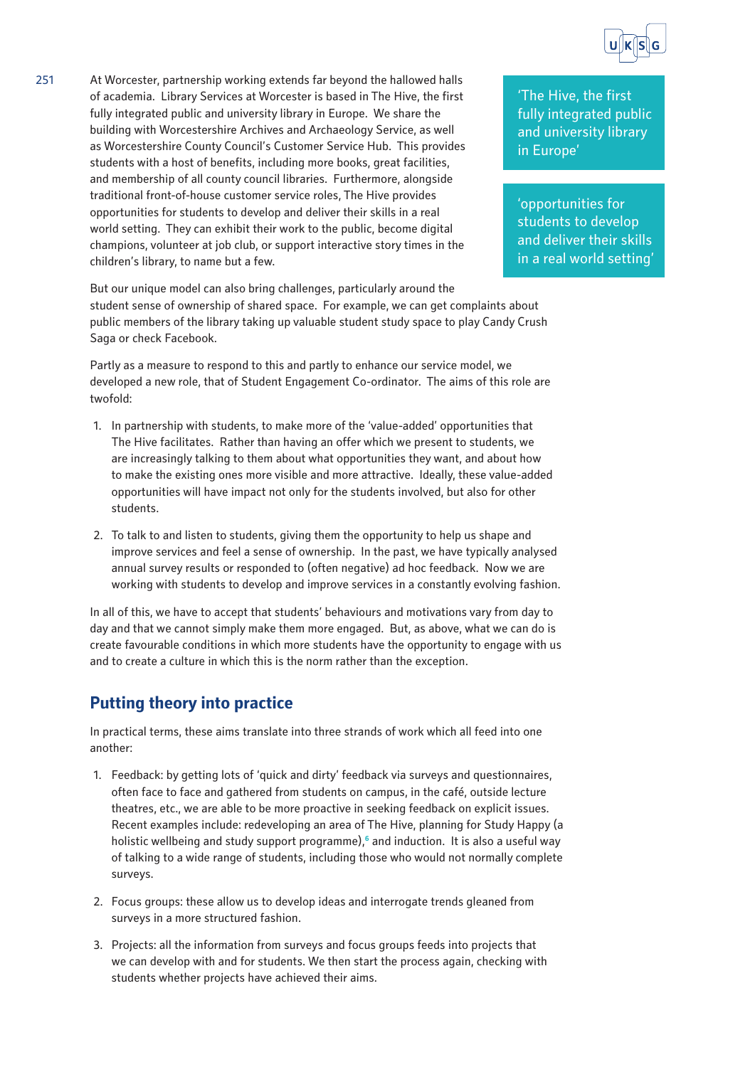251 At Worcester, partnership working extends far beyond the hallowed halls of academia. Library Services at Worcester is based in The Hive, the first fully integrated public and university library in Europe. We share the building with Worcestershire Archives and Archaeology Service, as well as Worcestershire County Council's Customer Service Hub. This provides students with a host of benefits, including more books, great facilities, and membership of all county council libraries. Furthermore, alongside traditional front-of-house customer service roles, The Hive provides opportunities for students to develop and deliver their skills in a real world setting. They can exhibit their work to the public, become digital champions, volunteer at job club, or support interactive story times in the children's library, to name but a few.

> 'The Hive, the first fully integrated public and university library in Europe'

> 'opportunities for students to develop and deliver their skills in a real world setting'

But our unique model can also bring challenges, particularly around the student sense of ownership of shared space. For example, we can get complaints about public members of the library taking up valuable student study space to play Candy Crush Saga or check Facebook.

Partly as a measure to respond to this and partly to enhance our service model, we developed a new role, that of Student Engagement Co-ordinator. The aims of this role are twofold:

1. In partnership with students, to make more of the 'value-added' opportunities that The Hive facilitates. Rather than having an offer which we present to students, we are increasingly talking to them about what opportunities they want, and about how to make the existing ones more visible and more attractive. Ideally, these value-added opportunities will have impact not only for the students involved, but also for other students.

2. To talk to and listen to students, giving them the opportunity to help us shape and improve services and feel a sense of ownership. In the past, we have typically analysed annual survey results or responded to (often negative) ad hoc feedback. Now we are working with students to develop and improve services in a constantly evolving fashion.

In all of this, we have to accept that students' behaviours and motivations vary from day to day and that we cannot simply make them more engaged. But, as above, what we can do is create favourable conditions in which more students have the opportunity to engage with us and to create a culture in which this is the norm rather than the exception.

## Putting theory into practice

In practical terms, these aims translate into three strands of work which all feed into one another:

1. Feedback: by getting lots of 'quick and dirty' feedback via surveys and questionnaires, often face to face and gathered from students on campus, in the café, outside lecture theatres, etc., we are able to be more proactive in seeking feedback on explicit issues. Recent examples include: redeveloping an area of The Hive, planning for Study Happy (a holistic wellbeing and study support programme),[6] and induction. It is also a useful way of talking to a wide range of students, including those who would not normally complete surveys.

2. Focus groups: these allow us to develop ideas and interrogate trends gleaned from surveys in a more structured fashion.

3. Projects: all the information from surveys and focus groups feeds into projects that we can develop with and for students. We then start the process again, checking with students whether projects have achieved their aims.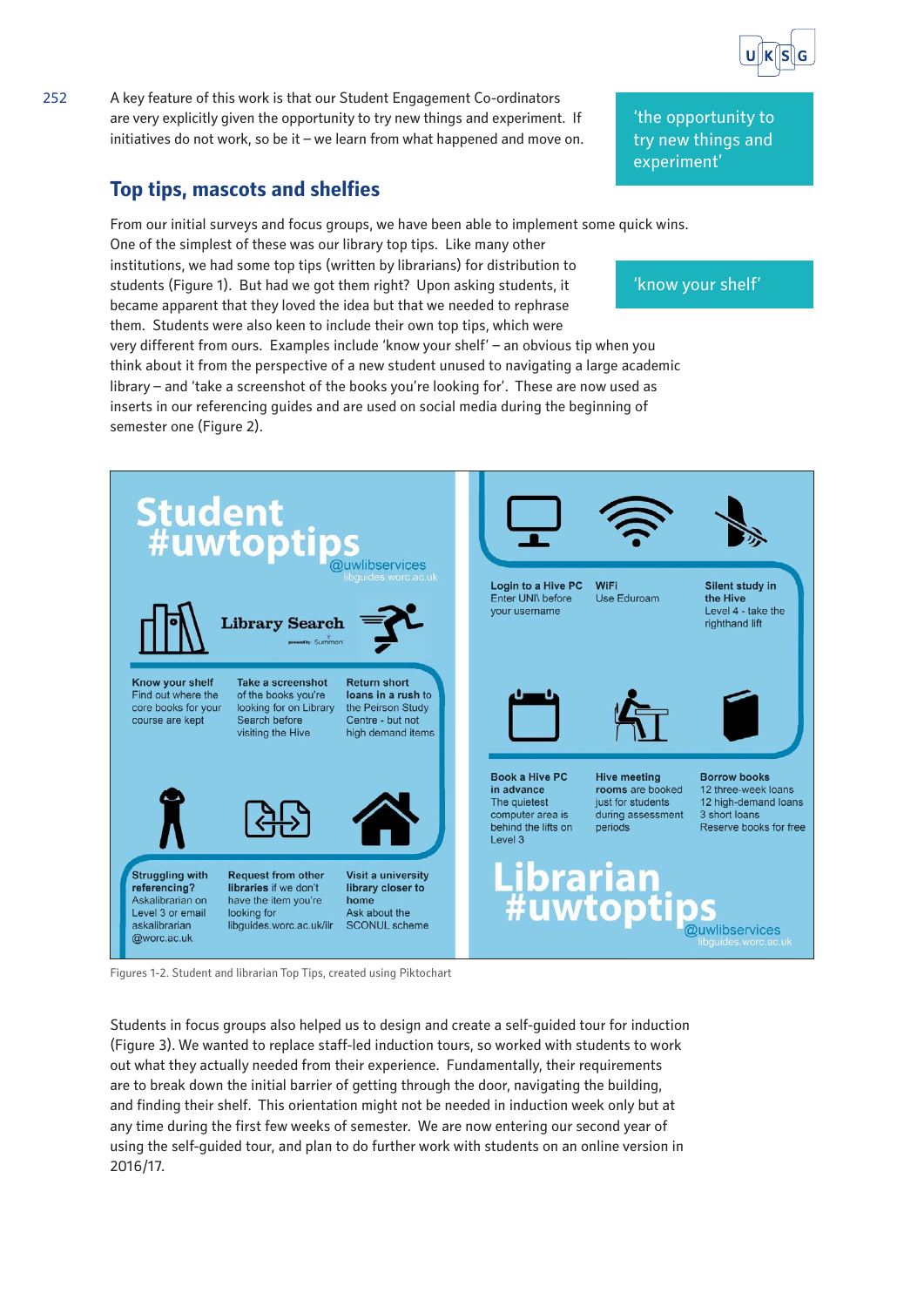A key feature of this work is that our Student Engagement Co-ordinators are very explicitly given the opportunity to try new things and experiment. If initiatives do not work, so be it – we learn from what happened and move on.

> 'the opportunity to try new things and experiment'

## Top tips, mascots and shelfies

From our initial surveys and focus groups, we have been able to implement some quick wins. One of the simplest of these was our library top tips. Like many other institutions, we had some top tips (written by librarians) for distribution to students (Figure 1). But had we got them right? Upon asking students, it became apparent that they loved the idea but that we needed to rephrase them. Students were also keen to include their own top tips, which were very different from ours. Examples include 'know your shelf' – an obvious tip when you think about it from the perspective of a new student unused to navigating a large academic library – and 'take a screenshot of the books you're looking for'. These are now used as inserts in our referencing guides and are used on social media during the beginning of semester one (Figure 2).

> 'know your shelf'

**Student #uwtoptips** @uwlibservices libguides.worc.ac.uk

Library Search

**Know your shelf** Find out where the core books for your course are kept

**Take a screenshot** of the books you're looking for on Library Search before visiting the Hive

**Return short loans in a rush** to the Peirson Study Centre - but not high demand items

**Struggling with referencing?** Askalibrarian on Level 3 or email askalibrarian@worc.ac.uk

**Request from other libraries** if we don't have the item you're looking for libguides.worc.ac.uk/ilr

**Visit a university library closer to home** Ask about the SCONUL scheme

**Login to a Hive PC** Enter UNI\ before your username

**WiFi** Use Eduroam

**Silent study in the Hive** Level 4 - take the righthand lift

**Book a Hive PC in advance** The quietest computer area is behind the lifts on Level 3

**Hive meeting rooms** are booked just for students during assessment periods

**Borrow books** 12 three-week loans 12 high-demand loans 3 short loans Reserve books for free

**Librarian #uwtoptips** @uwlibservices libguides.worc.ac.uk

Figures 1-2. Student and librarian Top Tips, created using Piktochart

Students in focus groups also helped us to design and create a self-guided tour for induction (Figure 3). We wanted to replace staff-led induction tours, so worked with students to work out what they actually needed from their experience. Fundamentally, their requirements are to break down the initial barrier of getting through the door, navigating the building, and finding their shelf. This orientation might not be needed in induction week only but at any time during the first few weeks of semester. We are now entering our second year of using the self-guided tour, and plan to do further work with students on an online version in 2016/17.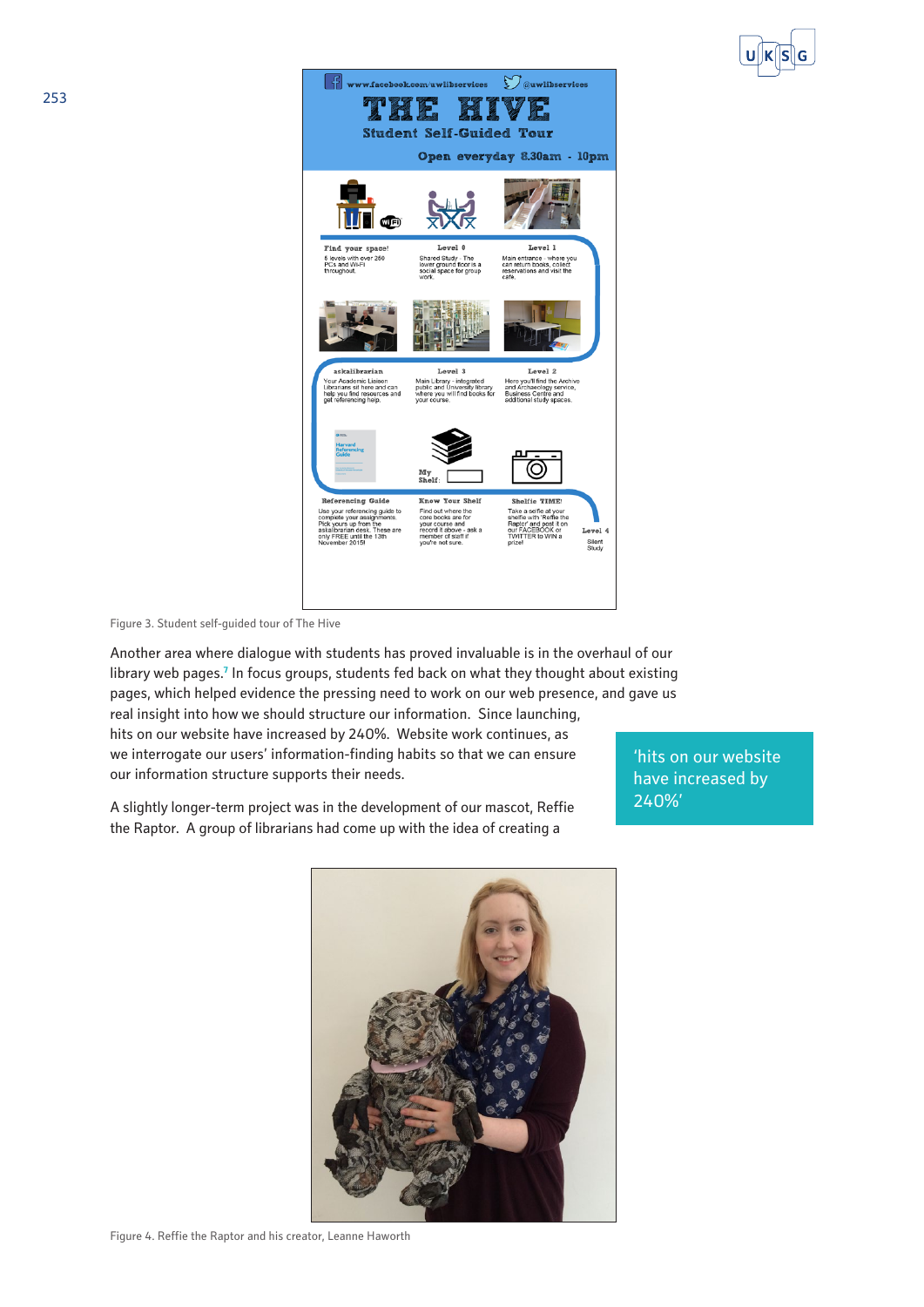Figure 3. Student self-guided tour of The Hive

Another area where dialogue with students has proved invaluable is in the overhaul of our library web pages.[7] In focus groups, students fed back on what they thought about existing pages, which helped evidence the pressing need to work on our web presence, and gave us real insight into how we should structure our information. Since launching, hits on our website have increased by 240%. Website work continues, as we interrogate our users' information-finding habits so that we can ensure our information structure supports their needs.

'hits on our website have increased by 240%'

A slightly longer-term project was in the development of our mascot, Reffie the Raptor. A group of librarians had come up with the idea of creating a

Figure 4. Reffie the Raptor and his creator, Leanne Haworth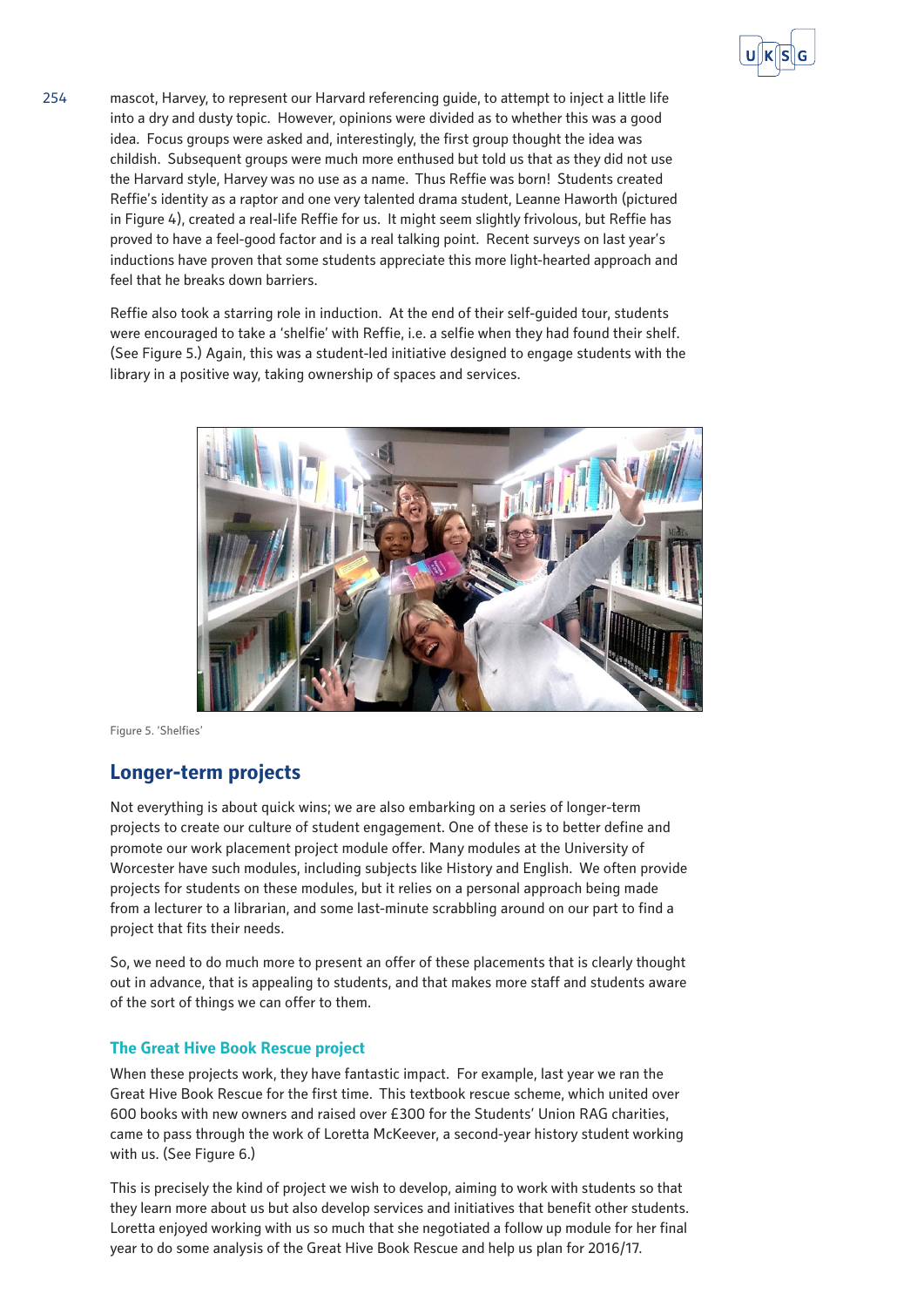mascot, Harvey, to represent our Harvard referencing guide, to attempt to inject a little life into a dry and dusty topic. However, opinions were divided as to whether this was a good idea. Focus groups were asked and, interestingly, the first group thought the idea was childish. Subsequent groups were much more enthused but told us that as they did not use the Harvard style, Harvey was no use as a name. Thus Reffie was born! Students created Reffie's identity as a raptor and one very talented drama student, Leanne Haworth (pictured in Figure 4), created a real-life Reffie for us. It might seem slightly frivolous, but Reffie has proved to have a feel-good factor and is a real talking point. Recent surveys on last year's inductions have proven that some students appreciate this more light-hearted approach and feel that he breaks down barriers.

Reffie also took a starring role in induction. At the end of their self-guided tour, students were encouraged to take a 'shelfie' with Reffie, i.e. a selfie when they had found their shelf. (See Figure 5.) Again, this was a student-led initiative designed to engage students with the library in a positive way, taking ownership of spaces and services.

Figure 5. 'Shelfies'

## Longer-term projects

Not everything is about quick wins; we are also embarking on a series of longer-term projects to create our culture of student engagement. One of these is to better define and promote our work placement project module offer. Many modules at the University of Worcester have such modules, including subjects like History and English. We often provide projects for students on these modules, but it relies on a personal approach being made from a lecturer to a librarian, and some last-minute scrabbling around on our part to find a project that fits their needs.

So, we need to do much more to present an offer of these placements that is clearly thought out in advance, that is appealing to students, and that makes more staff and students aware of the sort of things we can offer to them.

### The Great Hive Book Rescue project

When these projects work, they have fantastic impact. For example, last year we ran the Great Hive Book Rescue for the first time. This textbook rescue scheme, which united over 600 books with new owners and raised over £300 for the Students' Union RAG charities, came to pass through the work of Loretta McKeever, a second-year history student working with us. (See Figure 6.)

This is precisely the kind of project we wish to develop, aiming to work with students so that they learn more about us but also develop services and initiatives that benefit other students. Loretta enjoyed working with us so much that she negotiated a follow up module for her final year to do some analysis of the Great Hive Book Rescue and help us plan for 2016/17.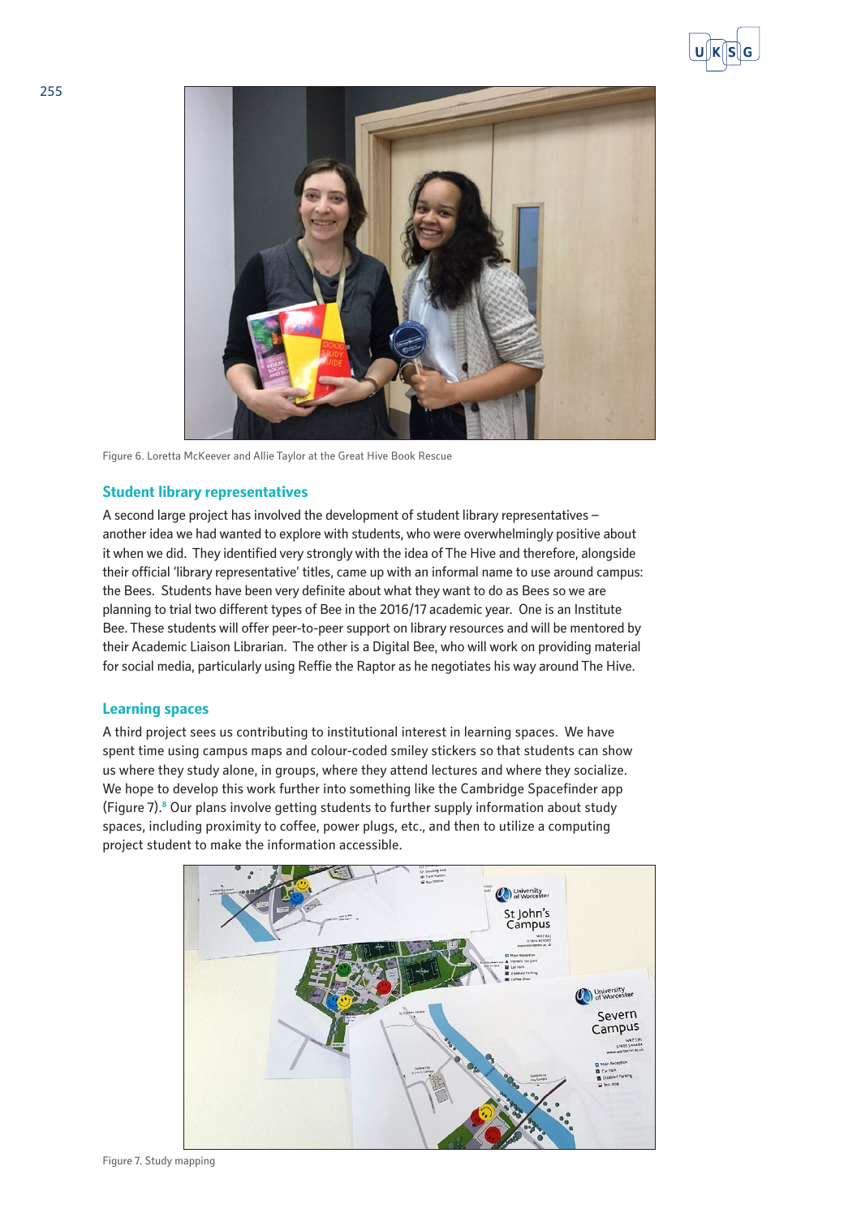Figure 6. Loretta McKeever and Allie Taylor at the Great Hive Book Rescue

## Student library representatives

A second large project has involved the development of student library representatives – another idea we had wanted to explore with students, who were overwhelmingly positive about it when we did. They identified very strongly with the idea of The Hive and therefore, alongside their official 'library representative' titles, came up with an informal name to use around campus: the Bees. Students have been very definite about what they want to do as Bees so we are planning to trial two different types of Bee in the 2016/17 academic year. One is an Institute Bee. These students will offer peer-to-peer support on library resources and will be mentored by their Academic Liaison Librarian. The other is a Digital Bee, who will work on providing material for social media, particularly using Reffie the Raptor as he negotiates his way around The Hive.

## Learning spaces

A third project sees us contributing to institutional interest in learning spaces. We have spent time using campus maps and colour-coded smiley stickers so that students can show us where they study alone, in groups, where they attend lectures and where they socialize. We hope to develop this work further into something like the Cambridge Spacefinder app (Figure 7).[8] Our plans involve getting students to further supply information about study spaces, including proximity to coffee, power plugs, etc., and then to utilize a computing project student to make the information accessible.

Figure 7. Study mapping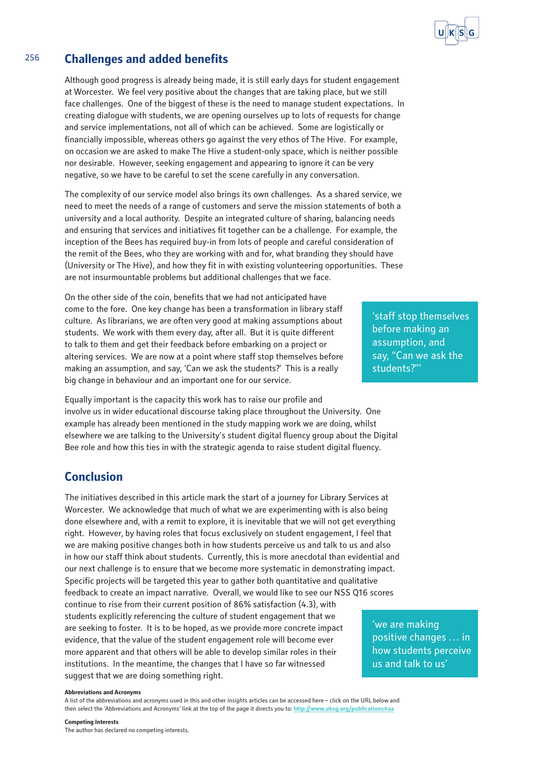## Challenges and added benefits

Although good progress is already being made, it is still early days for student engagement at Worcester. We feel very positive about the changes that are taking place, but we still face challenges. One of the biggest of these is the need to manage student expectations. In creating dialogue with students, we are opening ourselves up to lots of requests for change and service implementations, not all of which can be achieved. Some are logistically or financially impossible, whereas others go against the very ethos of The Hive. For example, on occasion we are asked to make The Hive a student-only space, which is neither possible nor desirable. However, seeking engagement and appearing to ignore it can be very negative, so we have to be careful to set the scene carefully in any conversation.

The complexity of our service model also brings its own challenges. As a shared service, we need to meet the needs of a range of customers and serve the mission statements of both a university and a local authority. Despite an integrated culture of sharing, balancing needs and ensuring that services and initiatives fit together can be a challenge. For example, the inception of the Bees has required buy-in from lots of people and careful consideration of the remit of the Bees, who they are working with and for, what branding they should have (University or The Hive), and how they fit in with existing volunteering opportunities. These are not insurmountable problems but additional challenges that we face.

On the other side of the coin, benefits that we had not anticipated have come to the fore. One key change has been a transformation in library staff culture. As librarians, we are often very good at making assumptions about students. We work with them every day, after all. But it is quite different to talk to them and get their feedback before embarking on a project or altering services. We are now at a point where staff stop themselves before making an assumption, and say, 'Can we ask the students?' This is a really big change in behaviour and an important one for our service.

> 'staff stop themselves before making an assumption, and say, "Can we ask the students?"'

Equally important is the capacity this work has to raise our profile and involve us in wider educational discourse taking place throughout the University. One example has already been mentioned in the study mapping work we are doing, whilst elsewhere we are talking to the University's student digital fluency group about the Digital Bee role and how this ties in with the strategic agenda to raise student digital fluency.

## Conclusion

The initiatives described in this article mark the start of a journey for Library Services at Worcester. We acknowledge that much of what we are experimenting with is also being done elsewhere and, with a remit to explore, it is inevitable that we will not get everything right. However, by having roles that focus exclusively on student engagement, I feel that we are making positive changes both in how students perceive us and talk to us and also in how our staff think about students. Currently, this is more anecdotal than evidential and our next challenge is to ensure that we become more systematic in demonstrating impact. Specific projects will be targeted this year to gather both quantitative and qualitative feedback to create an impact narrative. Overall, we would like to see our NSS Q16 scores continue to rise from their current position of 86% satisfaction (4.3), with students explicitly referencing the culture of student engagement that we are seeking to foster. It is to be hoped, as we provide more concrete impact evidence, that the value of the student engagement role will become ever more apparent and that others will be able to develop similar roles in their institutions. In the meantime, the changes that I have so far witnessed suggest that we are doing something right.

> 'we are making positive changes … in how students perceive us and talk to us'

**Abbreviations and Acronyms**

A list of the abbreviations and acronyms used in this and other *Insights* articles can be accessed here – click on the URL below and then select the 'Abbreviations and Acronyms' link at the top of the page it directs you to: http://www.uksg.org/publications#aa

**Competing Interests**

The author has declared no competing interests.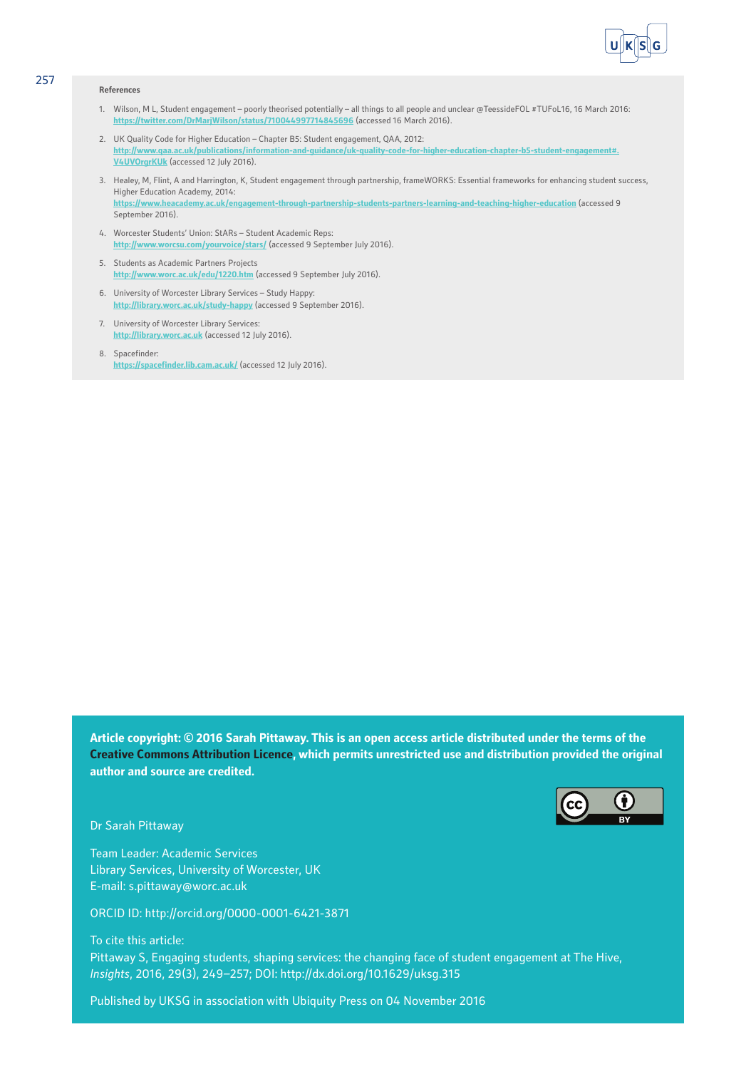### References

1. Wilson, M L, Student engagement – poorly theorised potentially – all things to all people and unclear @TeessideFOL #TUFoL16, 16 March 2016: https://twitter.com/DrMarjWilson/status/710044997714845696 (accessed 16 March 2016).
2. UK Quality Code for Higher Education – Chapter B5: Student engagement, QAA, 2012: http://www.qaa.ac.uk/publications/information-and-guidance/uk-quality-code-for-higher-education-chapter-b5-student-engagement#.V4UVOrgrKUk (accessed 12 July 2016).
3. Healey, M, Flint, A and Harrington, K, Student engagement through partnership, frameWORKS: Essential frameworks for enhancing student success, Higher Education Academy, 2014: https://www.heacademy.ac.uk/engagement-through-partnership-students-partners-learning-and-teaching-higher-education (accessed 9 September 2016).
4. Worcester Students' Union: StARs – Student Academic Reps: http://www.worcsu.com/yourvoice/stars/ (accessed 9 September July 2016).
5. Students as Academic Partners Projects http://www.worc.ac.uk/edu/1220.htm (accessed 9 September July 2016).
6. University of Worcester Library Services – Study Happy: http://library.worc.ac.uk/study-happy (accessed 9 September 2016).
7. University of Worcester Library Services: http://library.worc.ac.uk (accessed 12 July 2016).
8. Spacefinder: https://spacefinder.lib.cam.ac.uk/ (accessed 12 July 2016).

**Article copyright: © 2016 Sarah Pittaway. This is an open access article distributed under the terms of the Creative Commons Attribution Licence, which permits unrestricted use and distribution provided the original author and source are credited.**

Dr Sarah Pittaway

Team Leader: Academic Services
Library Services, University of Worcester, UK
E-mail: s.pittaway@worc.ac.uk

ORCID ID: http://orcid.org/0000-0001-6421-3871

To cite this article:
Pittaway S, Engaging students, shaping services: the changing face of student engagement at The Hive, *Insights*, 2016, 29(3), 249–257; DOI: http://dx.doi.org/10.1629/uksg.315

Published by UKSG in association with Ubiquity Press on 04 November 2016